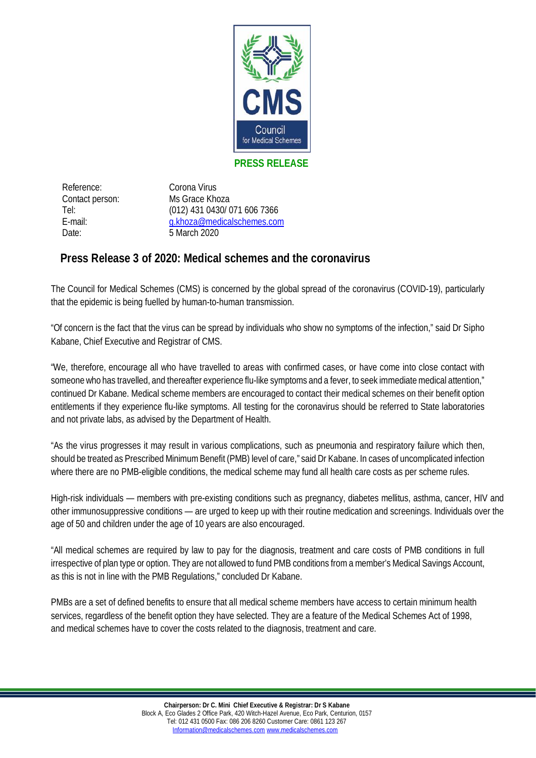**PRESS RELEASE**

| | |
|---|---|
| Reference: | Corona Virus |
| Contact person: | Ms Grace Khoza |
| Tel: | (012) 431 0430/ 071 606 7366 |
| E-mail: | g.khoza@medicalschemes.com |
| Date: | 5 March 2020 |

## Press Release 3 of 2020: Medical schemes and the coronavirus

The Council for Medical Schemes (CMS) is concerned by the global spread of the coronavirus (COVID-19), particularly that the epidemic is being fuelled by human-to-human transmission.

"Of concern is the fact that the virus can be spread by individuals who show no symptoms of the infection," said Dr Sipho Kabane, Chief Executive and Registrar of CMS.

"We, therefore, encourage all who have travelled to areas with confirmed cases, or have come into close contact with someone who has travelled, and thereafter experience flu-like symptoms and a fever, to seek immediate medical attention," continued Dr Kabane. Medical scheme members are encouraged to contact their medical schemes on their benefit option entitlements if they experience flu-like symptoms. All testing for the coronavirus should be referred to State laboratories and not private labs, as advised by the Department of Health.

"As the virus progresses it may result in various complications, such as pneumonia and respiratory failure which then, should be treated as Prescribed Minimum Benefit (PMB) level of care," said Dr Kabane. In cases of uncomplicated infection where there are no PMB-eligible conditions, the medical scheme may fund all health care costs as per scheme rules.

High-risk individuals — members with pre-existing conditions such as pregnancy, diabetes mellitus, asthma, cancer, HIV and other immunosuppressive conditions — are urged to keep up with their routine medication and screenings. Individuals over the age of 50 and children under the age of 10 years are also encouraged.

"All medical schemes are required by law to pay for the diagnosis, treatment and care costs of PMB conditions in full irrespective of plan type or option. They are not allowed to fund PMB conditions from a member's Medical Savings Account, as this is not in line with the PMB Regulations," concluded Dr Kabane.

PMBs are a set of defined benefits to ensure that all medical scheme members have access to certain minimum health services, regardless of the benefit option they have selected. They are a feature of the Medical Schemes Act of 1998, and medical schemes have to cover the costs related to the diagnosis, treatment and care.

**Chairperson: Dr C. Mini Chief Executive & Registrar: Dr S Kabane**
Block A, Eco Glades 2 Office Park, 420 Witch-Hazel Avenue, Eco Park, Centurion, 0157
Tel: 012 431 0500 Fax: 086 206 8260 Customer Care: 0861 123 267
Information@medicalschemes.com www.medicalschemes.com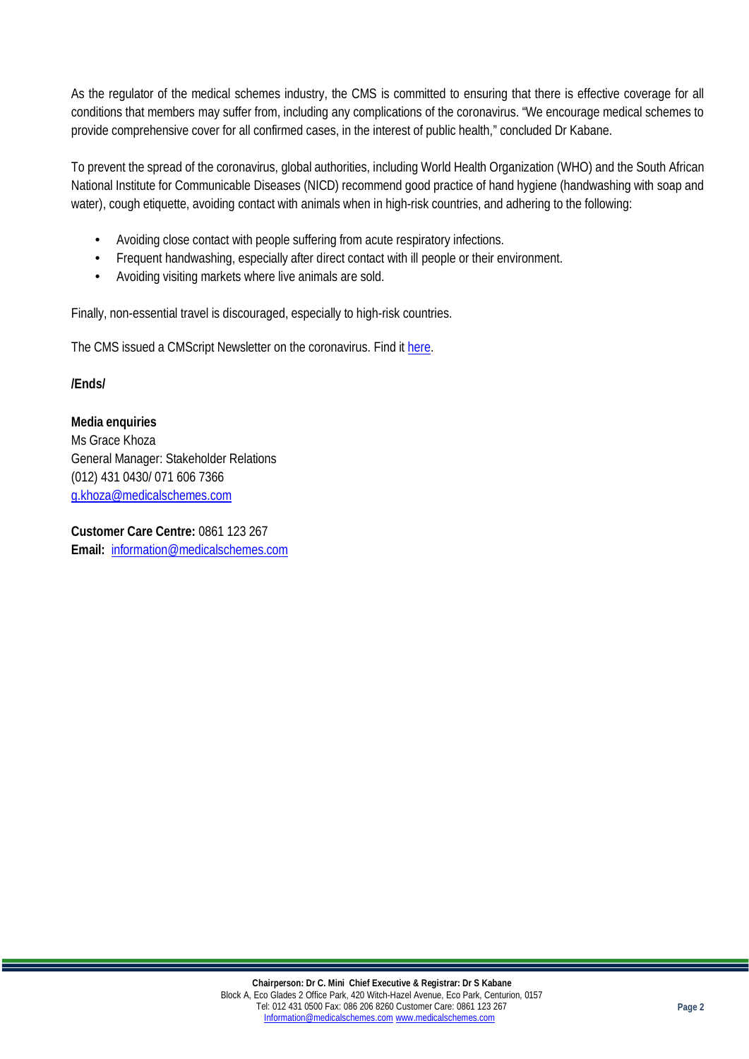As the regulator of the medical schemes industry, the CMS is committed to ensuring that there is effective coverage for all conditions that members may suffer from, including any complications of the coronavirus. "We encourage medical schemes to provide comprehensive cover for all confirmed cases, in the interest of public health," concluded Dr Kabane.

To prevent the spread of the coronavirus, global authorities, including World Health Organization (WHO) and the South African National Institute for Communicable Diseases (NICD) recommend good practice of hand hygiene (handwashing with soap and water), cough etiquette, avoiding contact with animals when in high-risk countries, and adhering to the following:

- Avoiding close contact with people suffering from acute respiratory infections.
- Frequent handwashing, especially after direct contact with ill people or their environment.
- Avoiding visiting markets where live animals are sold.

Finally, non-essential travel is discouraged, especially to high-risk countries.

The CMS issued a CMScript Newsletter on the coronavirus. Find it here.

**/Ends/**

**Media enquiries**
Ms Grace Khoza
General Manager: Stakeholder Relations
(012) 431 0430/ 071 606 7366
g.khoza@medicalschemes.com

**Customer Care Centre:** 0861 123 267
**Email:** information@medicalschemes.com

**Chairperson: Dr C. Mini Chief Executive & Registrar: Dr S Kabane**
Block A, Eco Glades 2 Office Park, 420 Witch-Hazel Avenue, Eco Park, Centurion, 0157
Tel: 012 431 0500 Fax: 086 206 8260 Customer Care: 0861 123 267
Information@medicalschemes.com www.medicalschemes.com